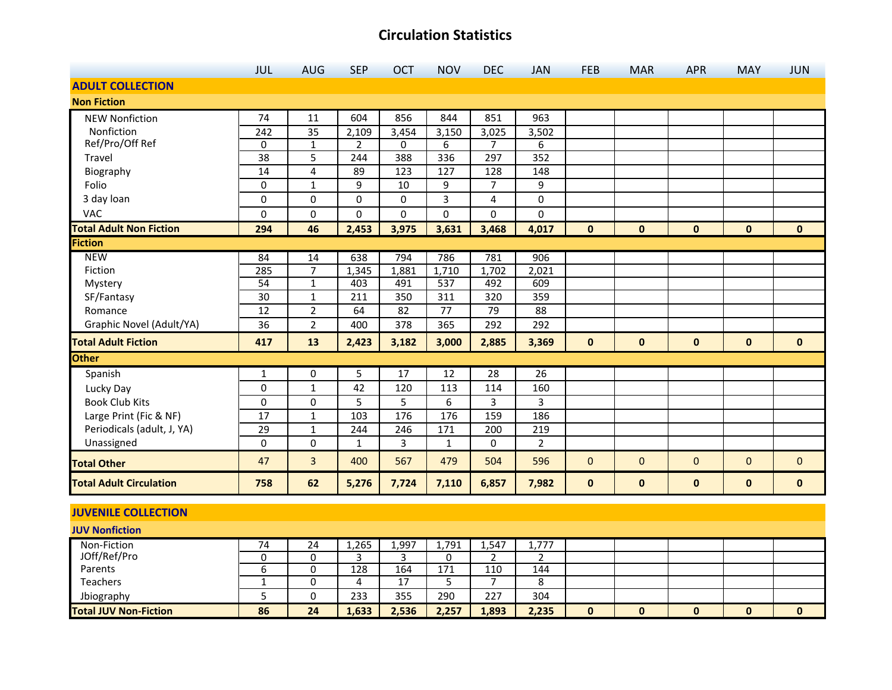# Circulation Statistics

| | JUL | AUG | SEP | OCT | NOV | DEC | JAN | FEB | MAR | APR | MAY | JUN |
|---|---|---|---|---|---|---|---|---|---|---|---|---|
| **ADULT COLLECTION** | | | | | | | | | | | | |
| **Non Fiction** | | | | | | | | | | | | |
| NEW Nonfiction | 74 | 11 | 604 | 856 | 844 | 851 | 963 | | | | | |
| Nonfiction | 242 | 35 | 2,109 | 3,454 | 3,150 | 3,025 | 3,502 | | | | | |
| Ref/Pro/Off Ref | 0 | 1 | 2 | 0 | 6 | 7 | 6 | | | | | |
| Travel | 38 | 5 | 244 | 388 | 336 | 297 | 352 | | | | | |
| Biography | 14 | 4 | 89 | 123 | 127 | 128 | 148 | | | | | |
| Folio | 0 | 1 | 9 | 10 | 9 | 7 | 9 | | | | | |
| 3 day loan | 0 | 0 | 0 | 0 | 3 | 4 | 0 | | | | | |
| VAC | 0 | 0 | 0 | 0 | 0 | 0 | 0 | | | | | |
| **Total Adult Non Fiction** | **294** | **46** | **2,453** | **3,975** | **3,631** | **3,468** | **4,017** | **0** | **0** | **0** | **0** | **0** |
| **Fiction** | | | | | | | | | | | | |
| NEW | 84 | 14 | 638 | 794 | 786 | 781 | 906 | | | | | |
| Fiction | 285 | 7 | 1,345 | 1,881 | 1,710 | 1,702 | 2,021 | | | | | |
| Mystery | 54 | 1 | 403 | 491 | 537 | 492 | 609 | | | | | |
| SF/Fantasy | 30 | 1 | 211 | 350 | 311 | 320 | 359 | | | | | |
| Romance | 12 | 2 | 64 | 82 | 77 | 79 | 88 | | | | | |
| Graphic Novel (Adult/YA) | 36 | 2 | 400 | 378 | 365 | 292 | 292 | | | | | |
| **Total Adult Fiction** | **417** | **13** | **2,423** | **3,182** | **3,000** | **2,885** | **3,369** | **0** | **0** | **0** | **0** | **0** |
| **Other** | | | | | | | | | | | | |
| Spanish | 1 | 0 | 5 | 17 | 12 | 28 | 26 | | | | | |
| Lucky Day | 0 | 1 | 42 | 120 | 113 | 114 | 160 | | | | | |
| Book Club Kits | 0 | 0 | 5 | 5 | 6 | 3 | 3 | | | | | |
| Large Print (Fic & NF) | 17 | 1 | 103 | 176 | 176 | 159 | 186 | | | | | |
| Periodicals (adult, J, YA) | 29 | 1 | 244 | 246 | 171 | 200 | 219 | | | | | |
| Unassigned | 0 | 0 | 1 | 3 | 1 | 0 | 2 | | | | | |
| **Total Other** | 47 | 3 | 400 | 567 | 479 | 504 | 596 | 0 | 0 | 0 | 0 | 0 |
| **Total Adult Circulation** | **758** | **62** | **5,276** | **7,724** | **7,110** | **6,857** | **7,982** | **0** | **0** | **0** | **0** | **0** |
| **JUVENILE COLLECTION** | | | | | | | | | | | | |
| **JUV Nonfiction** | | | | | | | | | | | | |
| Non-Fiction | 74 | 24 | 1,265 | 1,997 | 1,791 | 1,547 | 1,777 | | | | | |
| JOff/Ref/Pro | 0 | 0 | 3 | 3 | 0 | 2 | 2 | | | | | |
| Parents | 6 | 0 | 128 | 164 | 171 | 110 | 144 | | | | | |
| Teachers | 1 | 0 | 4 | 17 | 5 | 7 | 8 | | | | | |
| Jbiography | 5 | 0 | 233 | 355 | 290 | 227 | 304 | | | | | |
| **Total JUV Non-Fiction** | **86** | **24** | **1,633** | **2,536** | **2,257** | **1,893** | **2,235** | **0** | **0** | **0** | **0** | **0** |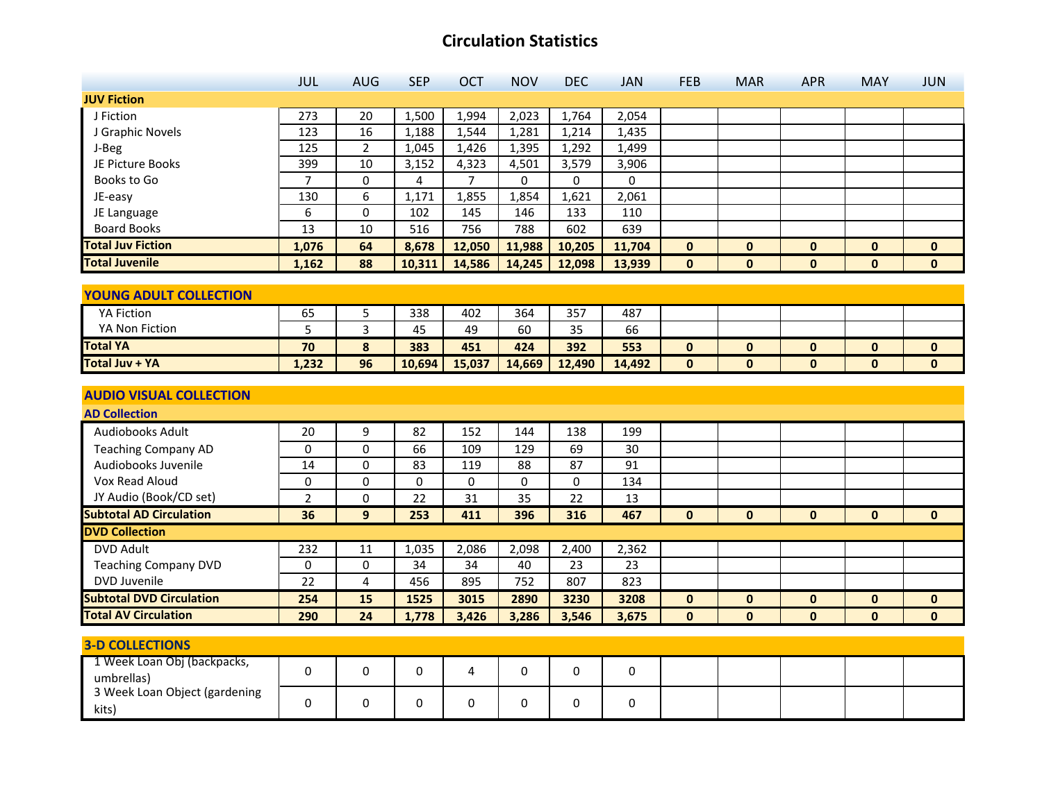# Circulation Statistics

| | JUL | AUG | SEP | OCT | NOV | DEC | JAN | FEB | MAR | APR | MAY | JUN |
|---|---|---|---|---|---|---|---|---|---|---|---|---|
| **JUV Fiction** | | | | | | | | | | | | |
| J Fiction | 273 | 20 | 1,500 | 1,994 | 2,023 | 1,764 | 2,054 | | | | | |
| J Graphic Novels | 123 | 16 | 1,188 | 1,544 | 1,281 | 1,214 | 1,435 | | | | | |
| J-Beg | 125 | 2 | 1,045 | 1,426 | 1,395 | 1,292 | 1,499 | | | | | |
| JE Picture Books | 399 | 10 | 3,152 | 4,323 | 4,501 | 3,579 | 3,906 | | | | | |
| Books to Go | 7 | 0 | 4 | 7 | 0 | 0 | 0 | | | | | |
| JE-easy | 130 | 6 | 1,171 | 1,855 | 1,854 | 1,621 | 2,061 | | | | | |
| JE Language | 6 | 0 | 102 | 145 | 146 | 133 | 110 | | | | | |
| Board Books | 13 | 10 | 516 | 756 | 788 | 602 | 639 | | | | | |
| **Total Juv Fiction** | **1,076** | **64** | **8,678** | **12,050** | **11,988** | **10,205** | **11,704** | **0** | **0** | **0** | **0** | **0** |
| **Total Juvenile** | **1,162** | **88** | **10,311** | **14,586** | **14,245** | **12,098** | **13,939** | **0** | **0** | **0** | **0** | **0** |

| **YOUNG ADULT COLLECTION** | JUL | AUG | SEP | OCT | NOV | DEC | JAN | FEB | MAR | APR | MAY | JUN |
|---|---|---|---|---|---|---|---|---|---|---|---|---|
| YA Fiction | 65 | 5 | 338 | 402 | 364 | 357 | 487 | | | | | |
| YA Non Fiction | 5 | 3 | 45 | 49 | 60 | 35 | 66 | | | | | |
| **Total YA** | **70** | **8** | **383** | **451** | **424** | **392** | **553** | **0** | **0** | **0** | **0** | **0** |
| **Total Juv + YA** | **1,232** | **96** | **10,694** | **15,037** | **14,669** | **12,490** | **14,492** | **0** | **0** | **0** | **0** | **0** |

| **AUDIO VISUAL COLLECTION** | JUL | AUG | SEP | OCT | NOV | DEC | JAN | FEB | MAR | APR | MAY | JUN |
|---|---|---|---|---|---|---|---|---|---|---|---|---|
| **AD Collection** | | | | | | | | | | | | |
| Audiobooks Adult | 20 | 9 | 82 | 152 | 144 | 138 | 199 | | | | | |
| Teaching Company AD | 0 | 0 | 66 | 109 | 129 | 69 | 30 | | | | | |
| Audiobooks Juvenile | 14 | 0 | 83 | 119 | 88 | 87 | 91 | | | | | |
| Vox Read Aloud | 0 | 0 | 0 | 0 | 0 | 0 | 134 | | | | | |
| JY Audio (Book/CD set) | 2 | 0 | 22 | 31 | 35 | 22 | 13 | | | | | |
| **Subtotal AD Circulation** | **36** | **9** | **253** | **411** | **396** | **316** | **467** | **0** | **0** | **0** | **0** | **0** |
| **DVD Collection** | | | | | | | | | | | | |
| DVD Adult | 232 | 11 | 1,035 | 2,086 | 2,098 | 2,400 | 2,362 | | | | | |
| Teaching Company DVD | 0 | 0 | 34 | 34 | 40 | 23 | 23 | | | | | |
| DVD Juvenile | 22 | 4 | 456 | 895 | 752 | 807 | 823 | | | | | |
| **Subtotal DVD Circulation** | **254** | **15** | **1525** | **3015** | **2890** | **3230** | **3208** | **0** | **0** | **0** | **0** | **0** |
| **Total AV Circulation** | **290** | **24** | **1,778** | **3,426** | **3,286** | **3,546** | **3,675** | **0** | **0** | **0** | **0** | **0** |

| **3-D COLLECTIONS** | JUL | AUG | SEP | OCT | NOV | DEC | JAN | FEB | MAR | APR | MAY | JUN |
|---|---|---|---|---|---|---|---|---|---|---|---|---|
| 1 Week Loan Obj (backpacks, umbrellas) | 0 | 0 | 0 | 4 | 0 | 0 | 0 | | | | | |
| 3 Week Loan Object (gardening kits) | 0 | 0 | 0 | 0 | 0 | 0 | 0 | | | | | |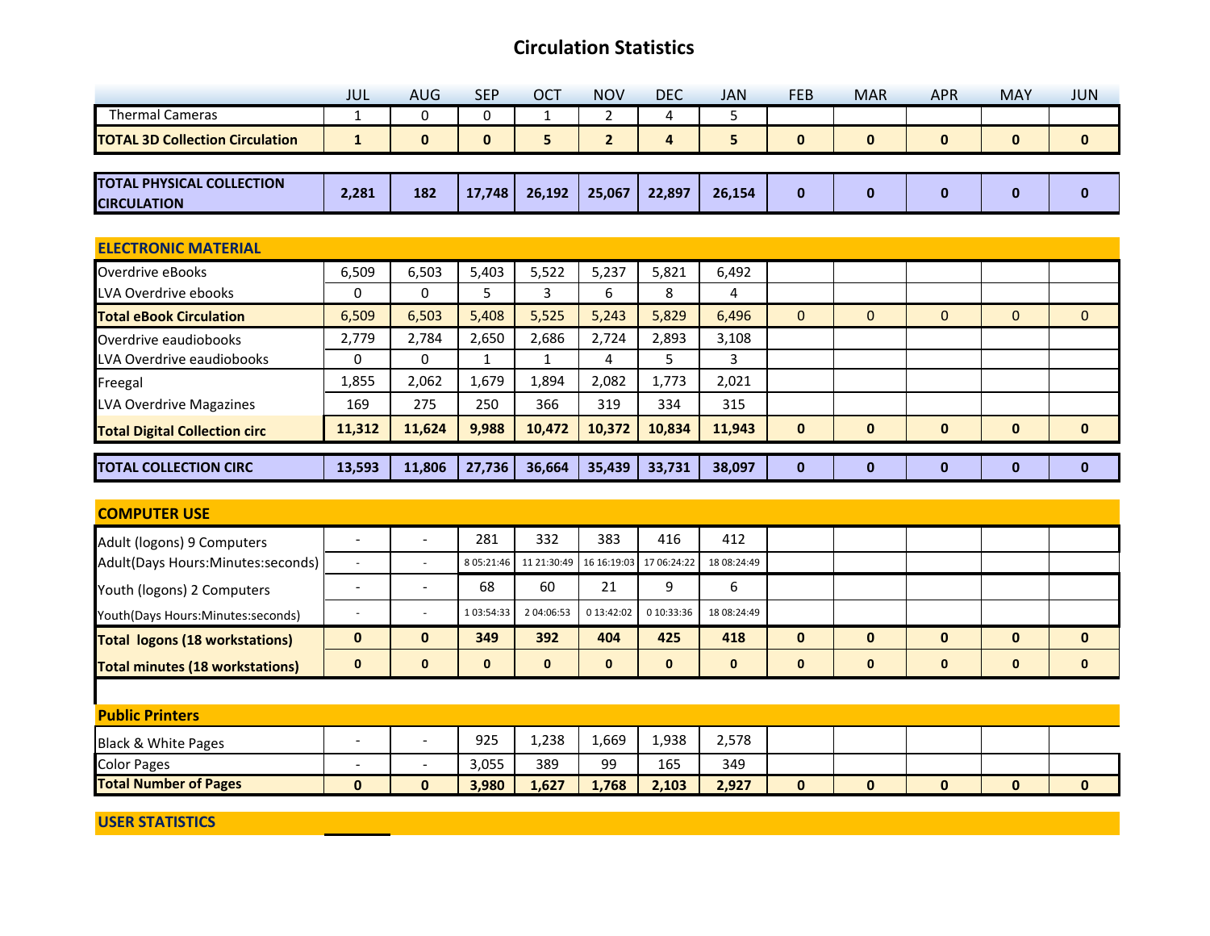# Circulation Statistics

| | JUL | AUG | SEP | OCT | NOV | DEC | JAN | FEB | MAR | APR | MAY | JUN |
|---|---|---|---|---|---|---|---|---|---|---|---|---|
| Thermal Cameras | 1 | 0 | 0 | 1 | 2 | 4 | 5 | | | | | |
| **TOTAL 3D Collection Circulation** | **1** | **0** | **0** | **5** | **2** | **4** | **5** | **0** | **0** | **0** | **0** | **0** |
| | | | | | | | | | | | | |
| **TOTAL PHYSICAL COLLECTION CIRCULATION** | **2,281** | **182** | **17,748** | **26,192** | **25,067** | **22,897** | **26,154** | **0** | **0** | **0** | **0** | **0** |
| | | | | | | | | | | | | |
| **ELECTRONIC MATERIAL** | | | | | | | | | | | | |
| Overdrive eBooks | 6,509 | 6,503 | 5,403 | 5,522 | 5,237 | 5,821 | 6,492 | | | | | |
| LVA Overdrive ebooks | 0 | 0 | 5 | 3 | 6 | 8 | 4 | | | | | |
| **Total eBook Circulation** | 6,509 | 6,503 | 5,408 | 5,525 | 5,243 | 5,829 | 6,496 | 0 | 0 | 0 | 0 | 0 |
| Overdrive eaudiobooks | 2,779 | 2,784 | 2,650 | 2,686 | 2,724 | 2,893 | 3,108 | | | | | |
| LVA Overdrive eaudiobooks | 0 | 0 | 1 | 1 | 4 | 5 | 3 | | | | | |
| Freegal | 1,855 | 2,062 | 1,679 | 1,894 | 2,082 | 1,773 | 2,021 | | | | | |
| LVA Overdrive Magazines | 169 | 275 | 250 | 366 | 319 | 334 | 315 | | | | | |
| **Total Digital Collection circ** | **11,312** | **11,624** | **9,988** | **10,472** | **10,372** | **10,834** | **11,943** | **0** | **0** | **0** | **0** | **0** |
| | | | | | | | | | | | | |
| **TOTAL COLLECTION CIRC** | **13,593** | **11,806** | **27,736** | **36,664** | **35,439** | **33,731** | **38,097** | **0** | **0** | **0** | **0** | **0** |
| | | | | | | | | | | | | |
| **COMPUTER USE** | | | | | | | | | | | | |
| Adult (logons) 9 Computers | - | - | 281 | 332 | 383 | 416 | 412 | | | | | |
| Adult(Days Hours:Minutes:seconds) | - | - | 8 05:21:46 | 11 21:30:49 | 16 16:19:03 | 17 06:24:22 | 18 08:24:49 | | | | | |
| Youth (logons) 2 Computers | - | - | 68 | 60 | 21 | 9 | 6 | | | | | |
| Youth(Days Hours:Minutes:seconds) | - | - | 1 03:54:33 | 2 04:06:53 | 0 13:42:02 | 0 10:33:36 | 18 08:24:49 | | | | | |
| **Total logons (18 workstations)** | **0** | **0** | **349** | **392** | **404** | **425** | **418** | **0** | **0** | **0** | **0** | **0** |
| **Total minutes (18 workstations)** | **0** | **0** | **0** | **0** | **0** | **0** | **0** | **0** | **0** | **0** | **0** | **0** |
| | | | | | | | | | | | | |
| **Public Printers** | | | | | | | | | | | | |
| Black & White Pages | - | - | 925 | 1,238 | 1,669 | 1,938 | 2,578 | | | | | |
| Color Pages | - | - | 3,055 | 389 | 99 | 165 | 349 | | | | | |
| **Total Number of Pages** | **0** | **0** | **3,980** | **1,627** | **1,768** | **2,103** | **2,927** | **0** | **0** | **0** | **0** | **0** |

**USER STATISTICS**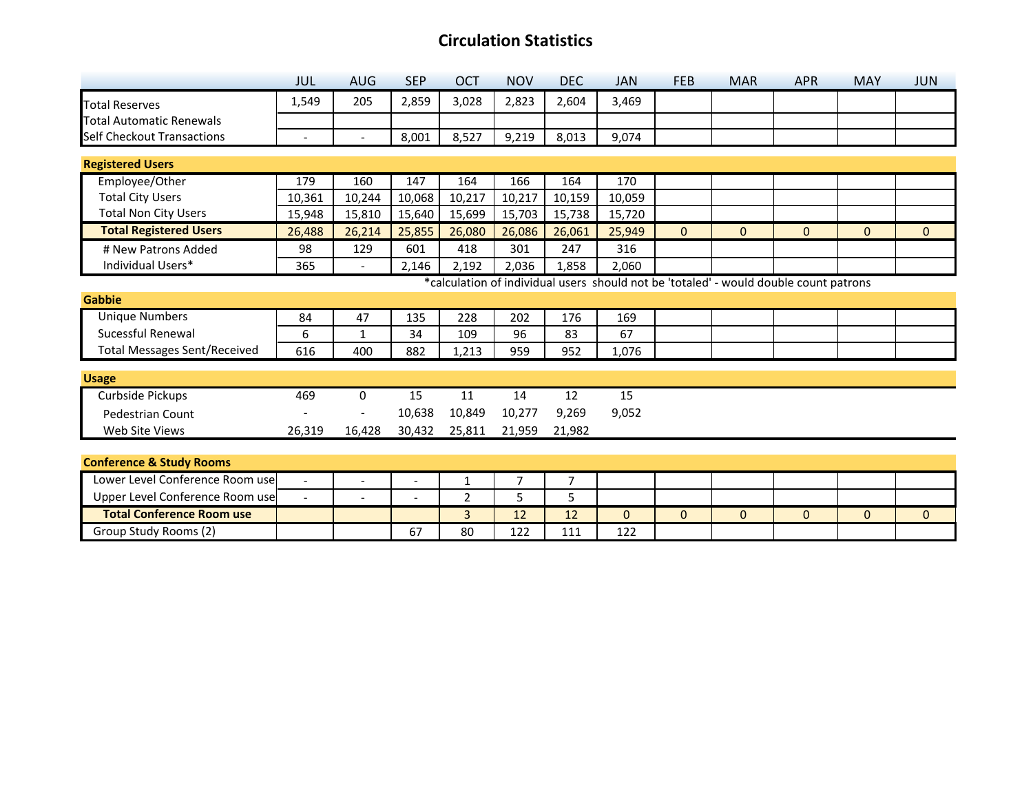# Circulation Statistics

| | JUL | AUG | SEP | OCT | NOV | DEC | JAN | FEB | MAR | APR | MAY | JUN |
|---|---|---|---|---|---|---|---|---|---|---|---|---|
| Total Reserves | 1,549 | 205 | 2,859 | 3,028 | 2,823 | 2,604 | 3,469 | | | | | |
| Total Automatic Renewals | | | | | | | | | | | | |
| Self Checkout Transactions | - | - | 8,001 | 8,527 | 9,219 | 8,013 | 9,074 | | | | | |
| **Registered Users** | | | | | | | | | | | | |
| Employee/Other | 179 | 160 | 147 | 164 | 166 | 164 | 170 | | | | | |
| Total City Users | 10,361 | 10,244 | 10,068 | 10,217 | 10,217 | 10,159 | 10,059 | | | | | |
| Total Non City Users | 15,948 | 15,810 | 15,640 | 15,699 | 15,703 | 15,738 | 15,720 | | | | | |
| **Total Registered Users** | 26,488 | 26,214 | 25,855 | 26,080 | 26,086 | 26,061 | 25,949 | 0 | 0 | 0 | 0 | 0 |
| # New Patrons Added | 98 | 129 | 601 | 418 | 301 | 247 | 316 | | | | | |
| Individual Users* | 365 | - | 2,146 | 2,192 | 2,036 | 1,858 | 2,060 | | | | | |
| **Gabbie** | | | | | | | | | | | | |
| Unique Numbers | 84 | 47 | 135 | 228 | 202 | 176 | 169 | | | | | |
| Sucessful Renewal | 6 | 1 | 34 | 109 | 96 | 83 | 67 | | | | | |
| Total Messages Sent/Received | 616 | 400 | 882 | 1,213 | 959 | 952 | 1,076 | | | | | |
| **Usage** | | | | | | | | | | | | |
| Curbside Pickups | 469 | 0 | 15 | 11 | 14 | 12 | 15 | | | | | |
| Pedestrian Count | - | - | 10,638 | 10,849 | 10,277 | 9,269 | 9,052 | | | | | |
| Web Site Views | 26,319 | 16,428 | 30,432 | 25,811 | 21,959 | 21,982 | | | | | | |
| **Conference & Study Rooms** | | | | | | | | | | | | |
| Lower Level Conference Room use | - | - | - | 1 | 7 | 7 | | | | | | |
| Upper Level Conference Room use | - | - | - | 2 | 5 | 5 | | | | | | |
| **Total Conference Room use** | | | | 3 | 12 | 12 | 0 | 0 | 0 | 0 | 0 | 0 |
| Group Study Rooms (2) | | | 67 | 80 | 122 | 111 | 122 | | | | | |

*calculation of individual users should not be 'totaled' - would double count patrons